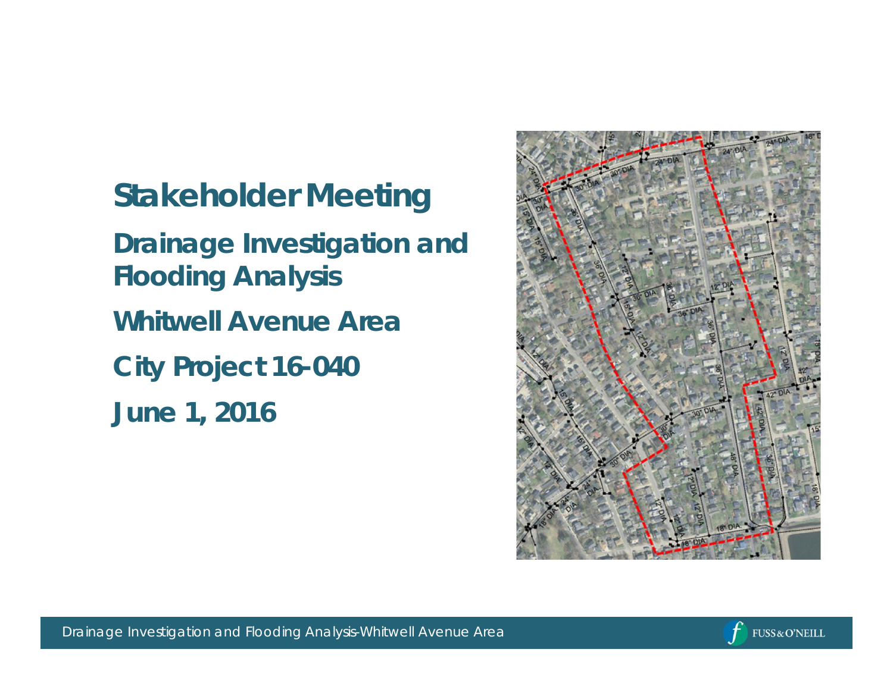# Stakeholder Meeting

## Drainage Investigation and Flooding Analysis

## Whitwell Avenue Area

## City Project 16-040

## June 1, 2016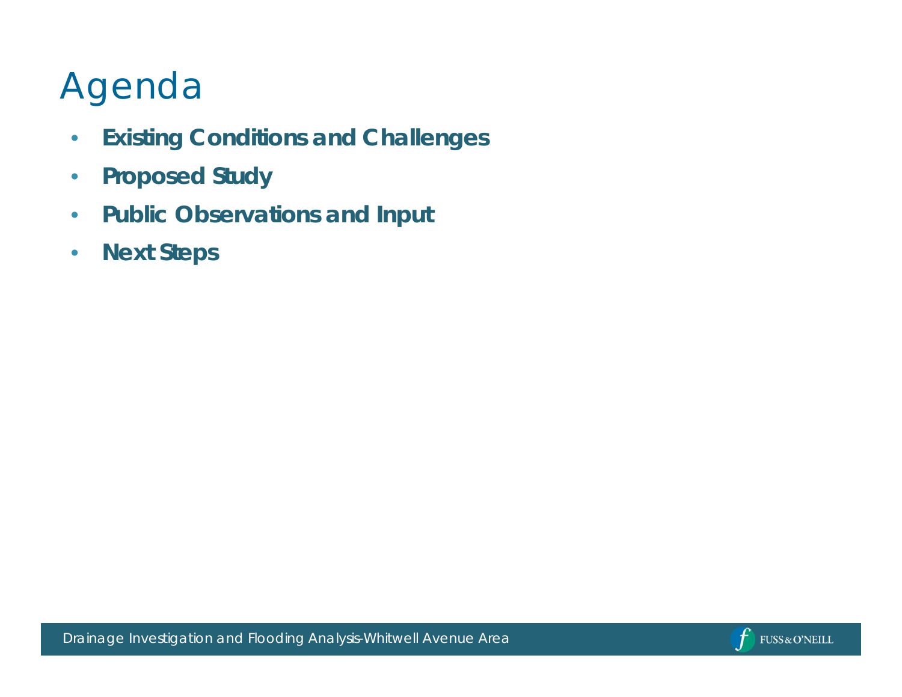# Agenda

- **Existing Conditions and Challenges**
- **Proposed Study**
- **Public Observations and Input**
- **Next Steps**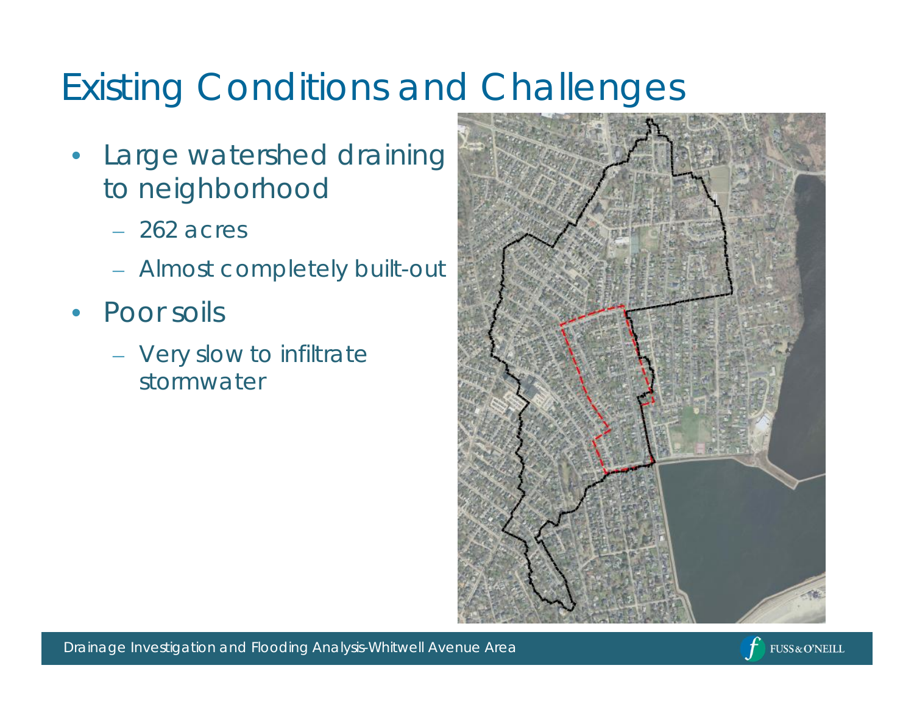# Existing Conditions and Challenges

- Large watershed draining to neighborhood
  - 262 acres
  - Almost completely built-out
- Poor soils
  - Very slow to infiltrate stormwater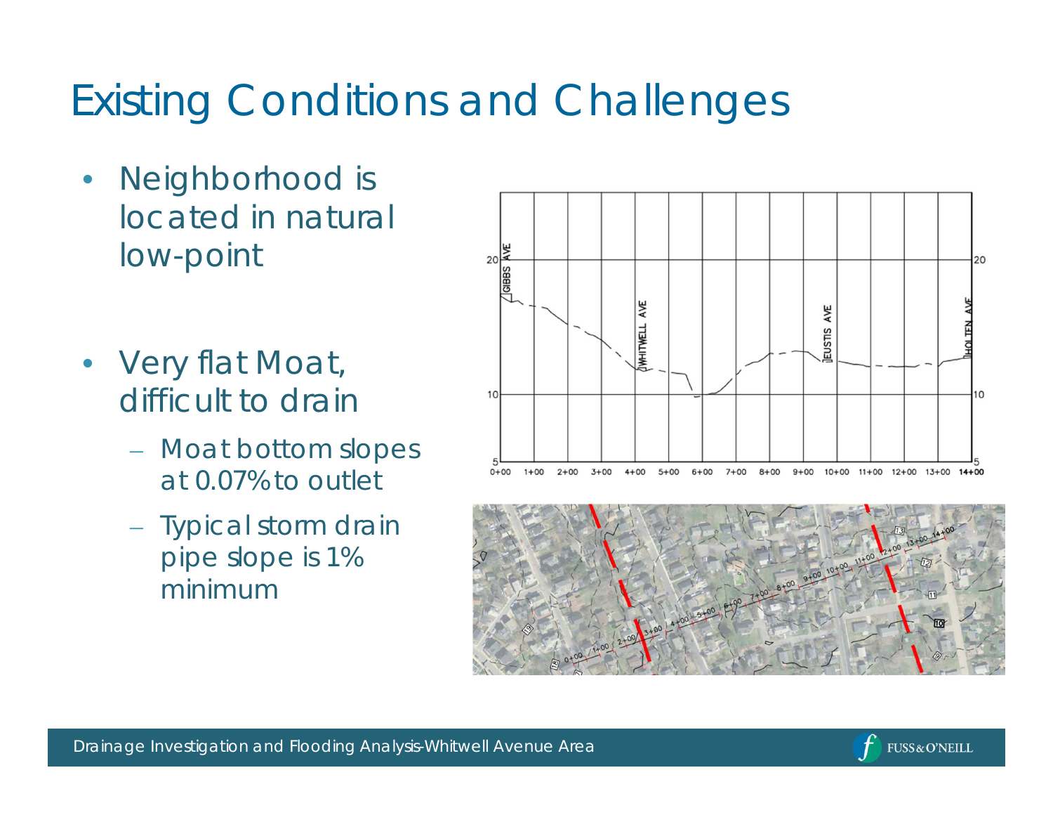# Existing Conditions and Challenges

- Neighborhood is located in natural low-point
- Very flat Moat, difficult to drain
  - Moat bottom slopes at 0.07% to outlet
  - Typical storm drain pipe slope is 1% minimum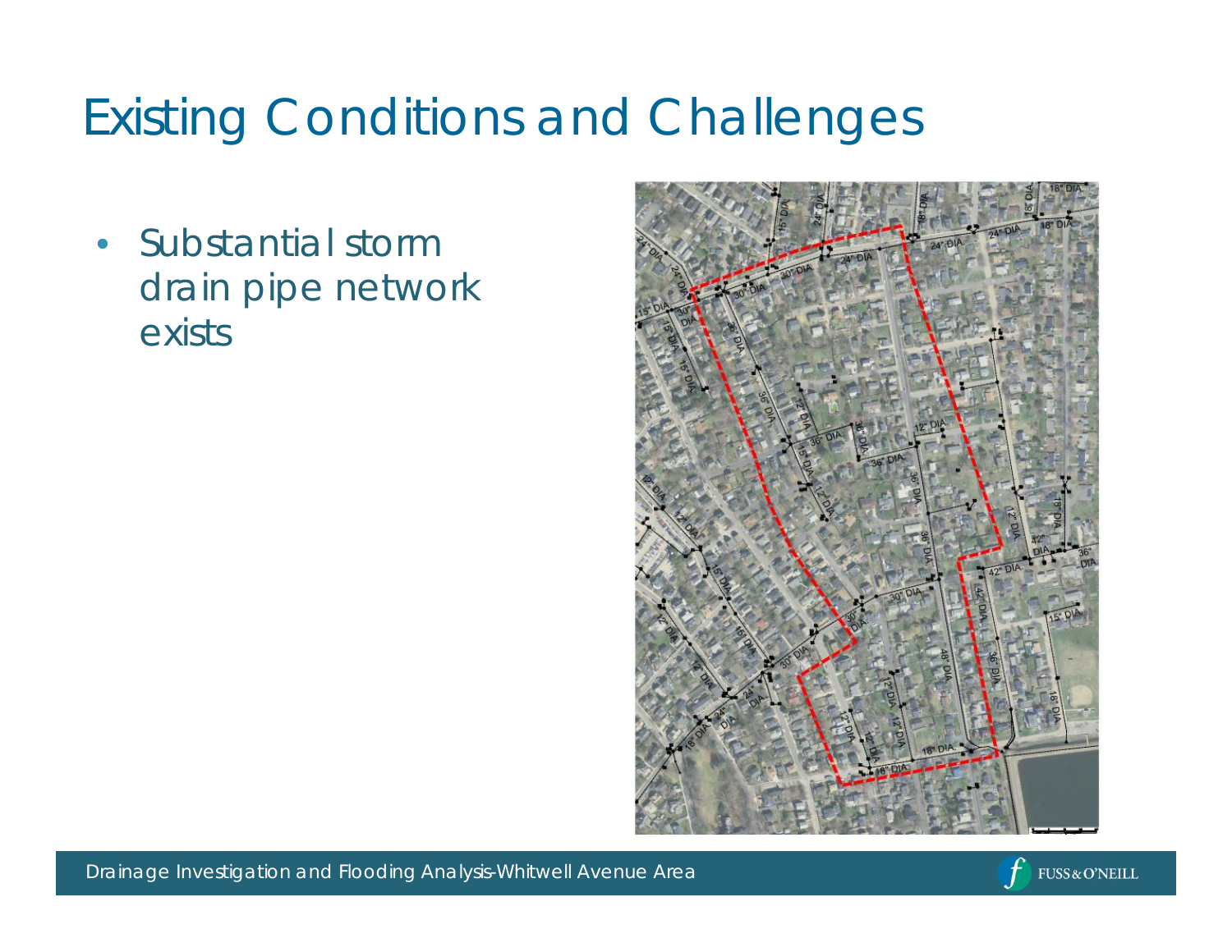# Existing Conditions and Challenges

- Substantial storm drain pipe network exists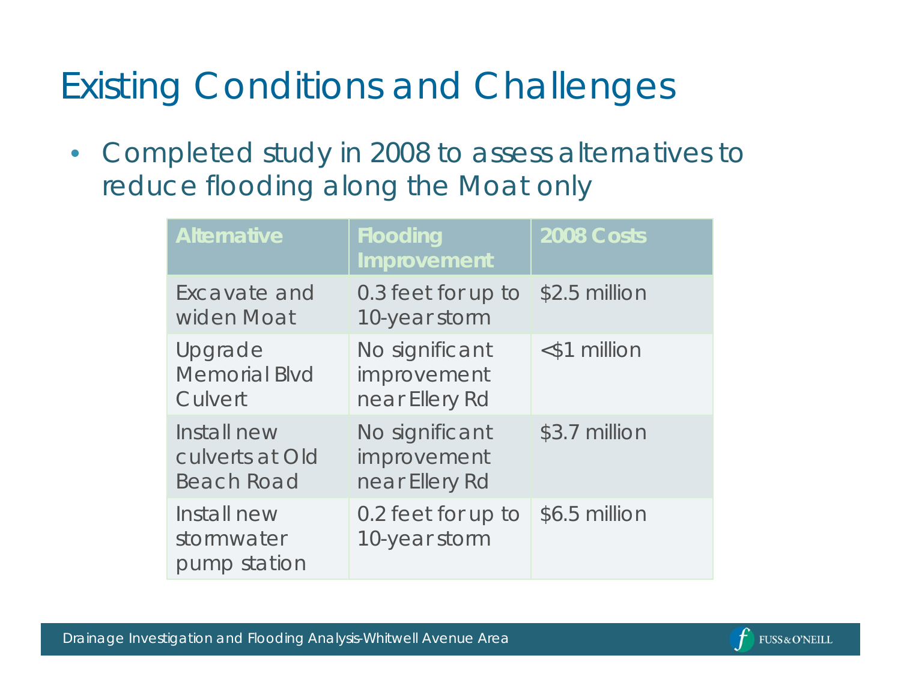# Existing Conditions and Challenges

- Completed study in 2008 to assess alternatives to reduce flooding along the Moat only

| Alternative | Flooding Improvement | 2008 Costs |
|---|---|---|
| Excavate and widen Moat | 0.3 feet for up to 10-year storm | $2.5 million |
| Upgrade Memorial Blvd Culvert | No significant improvement near Ellery Rd | <$1 million |
| Install new culverts at Old Beach Road | No significant improvement near Ellery Rd | $3.7 million |
| Install new stormwater pump station | 0.2 feet for up to 10-year storm | $6.5 million |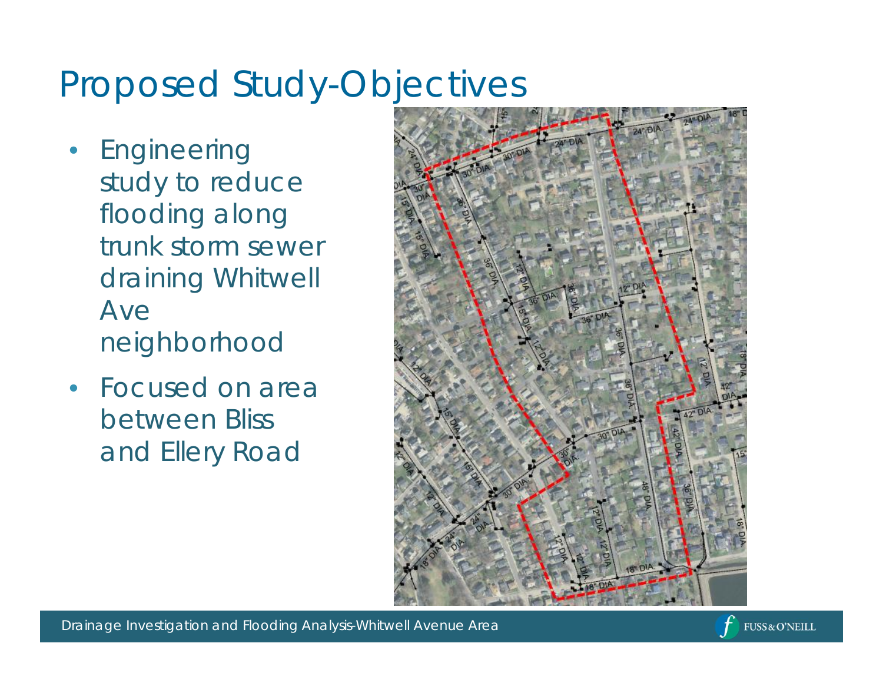# Proposed Study-Objectives

- Engineering study to reduce flooding along trunk storm sewer draining Whitwell Ave neighborhood
- Focused on area between Bliss and Ellery Road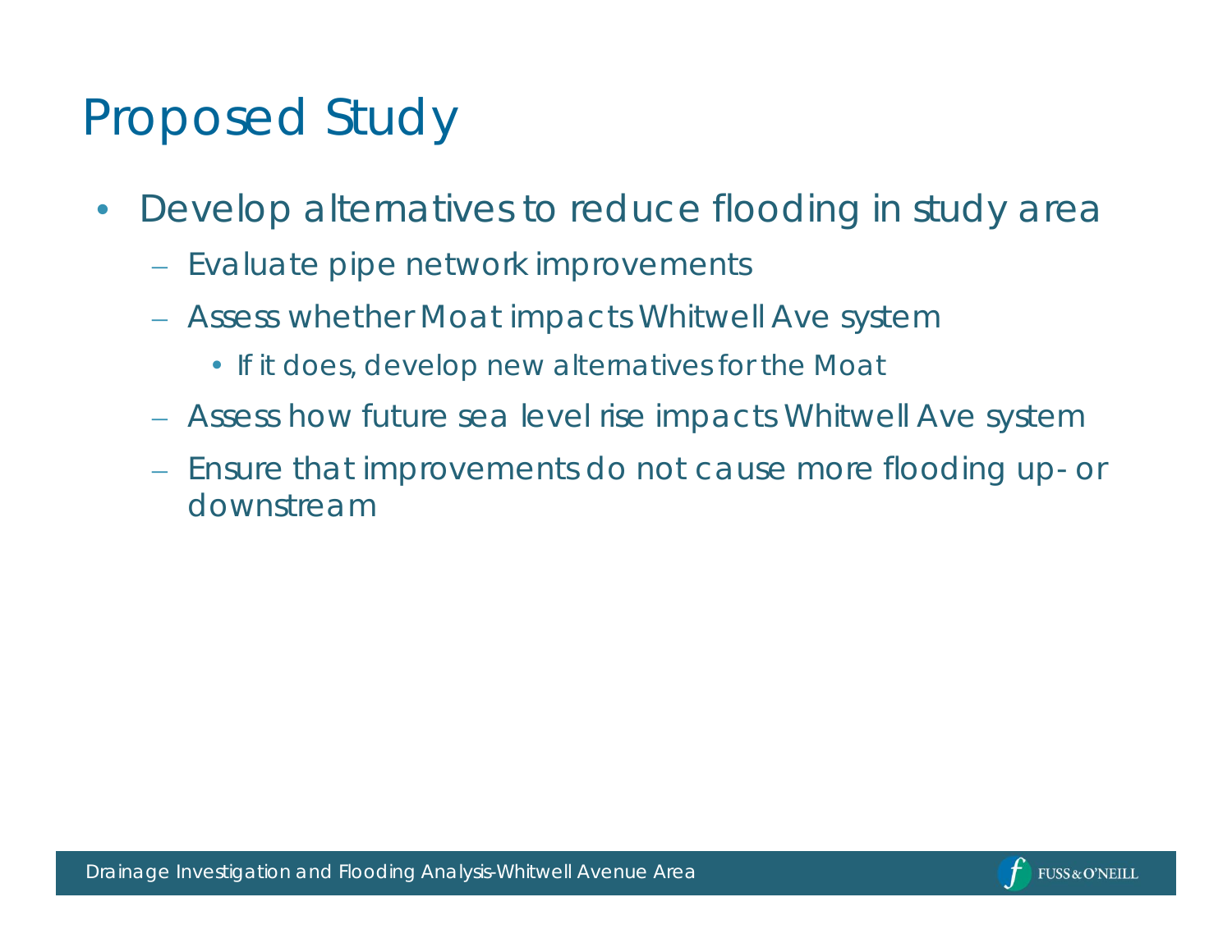# Proposed Study

- Develop alternatives to reduce flooding in study area
  - Evaluate pipe network improvements
  - Assess whether Moat impacts Whitwell Ave system
    - If it does, develop new alternatives for the Moat
  - Assess how future sea level rise impacts Whitwell Ave system
  - Ensure that improvements do not cause more flooding up- or downstream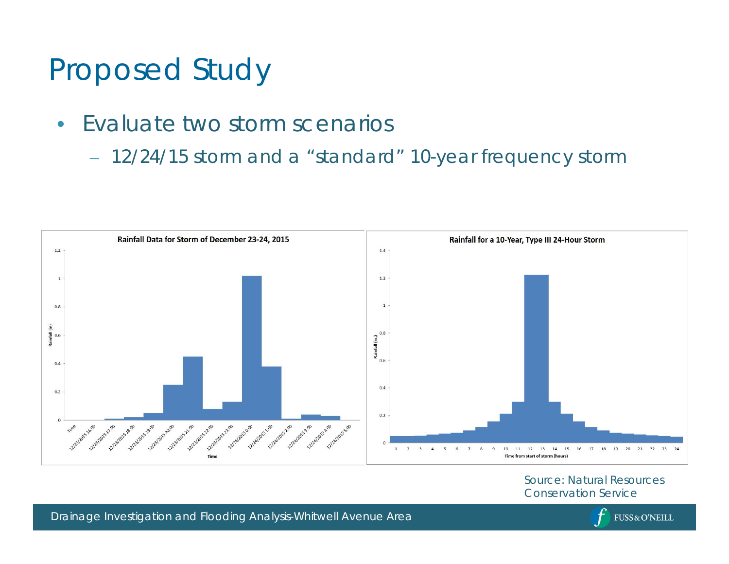# Proposed Study

- Evaluate two storm scenarios
  - 12/24/15 storm and a "standard" 10-year frequency storm

Source: Natural Resources Conservation Service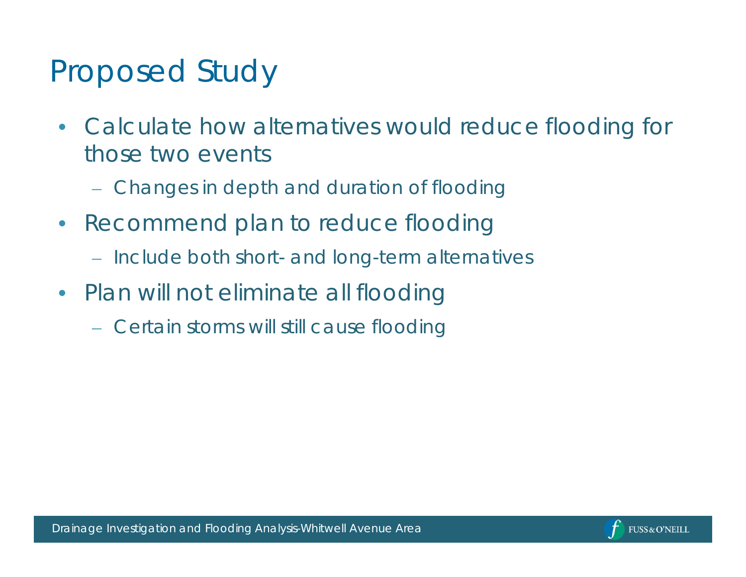# Proposed Study

- Calculate how alternatives would reduce flooding for those two events
  - Changes in depth and duration of flooding
- Recommend plan to reduce flooding
  - Include both short- and long-term alternatives
- Plan will not eliminate all flooding
  - Certain storms will still cause flooding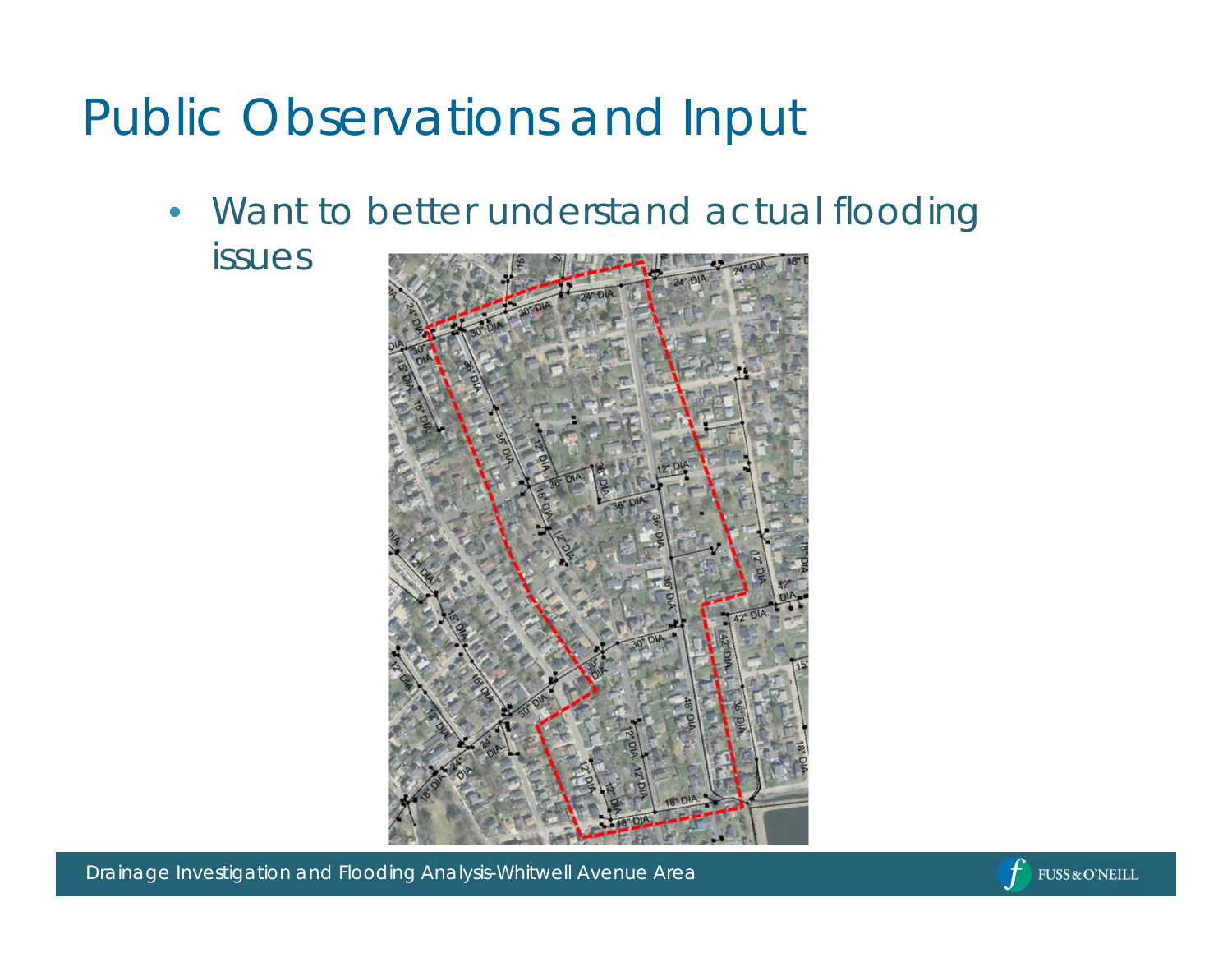# Public Observations and Input

- Want to better understand actual flooding issues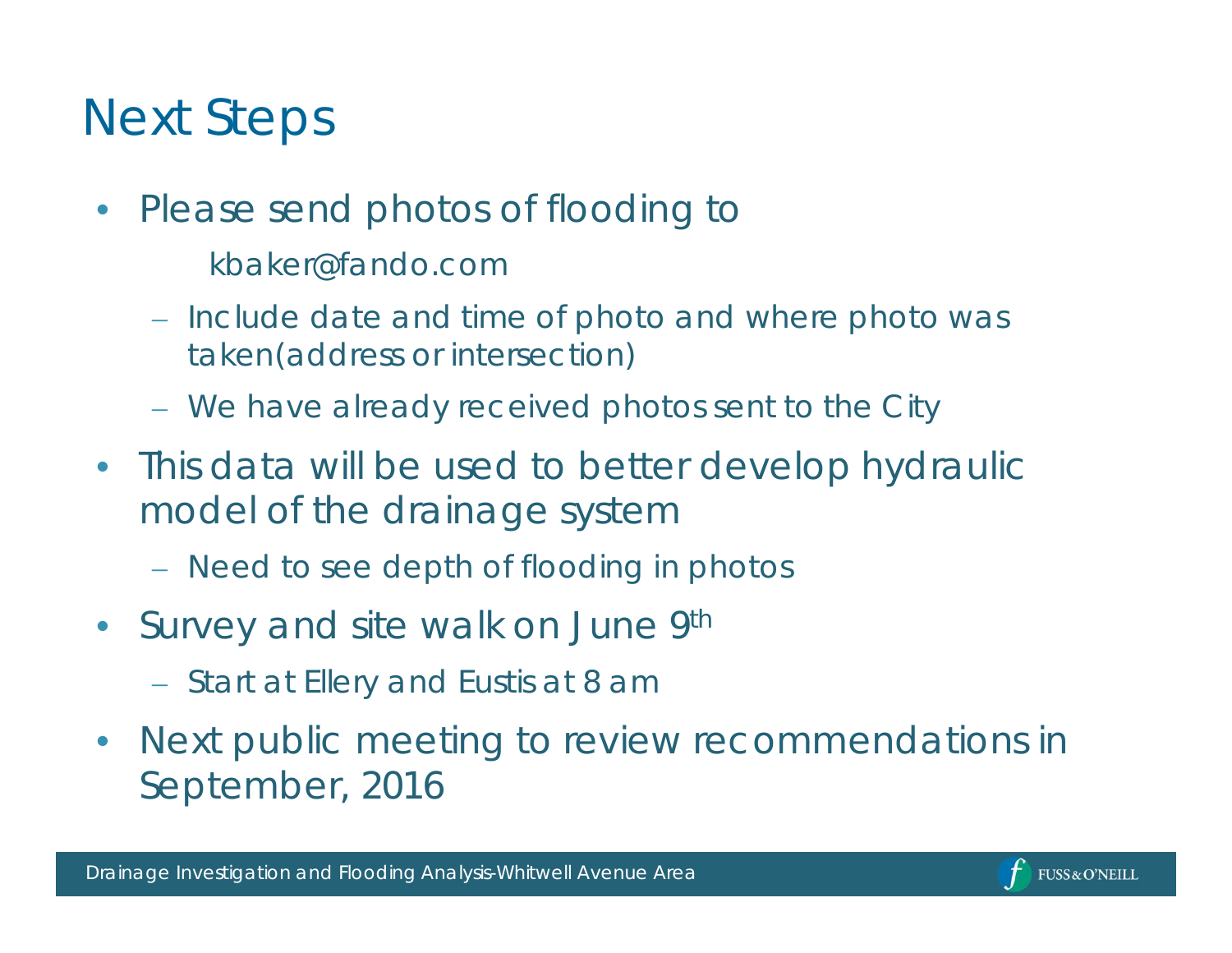# Next Steps

- Please send photos of flooding to

  kbaker@fando.com

  - Include date and time of photo and where photo was taken(address or intersection)
  - We have already received photos sent to the City
- This data will be used to better develop hydraulic model of the drainage system
  - Need to see depth of flooding in photos
- Survey and site walk on June 9th
  - Start at Ellery and Eustis at 8 am
- Next public meeting to review recommendations in September, 2016